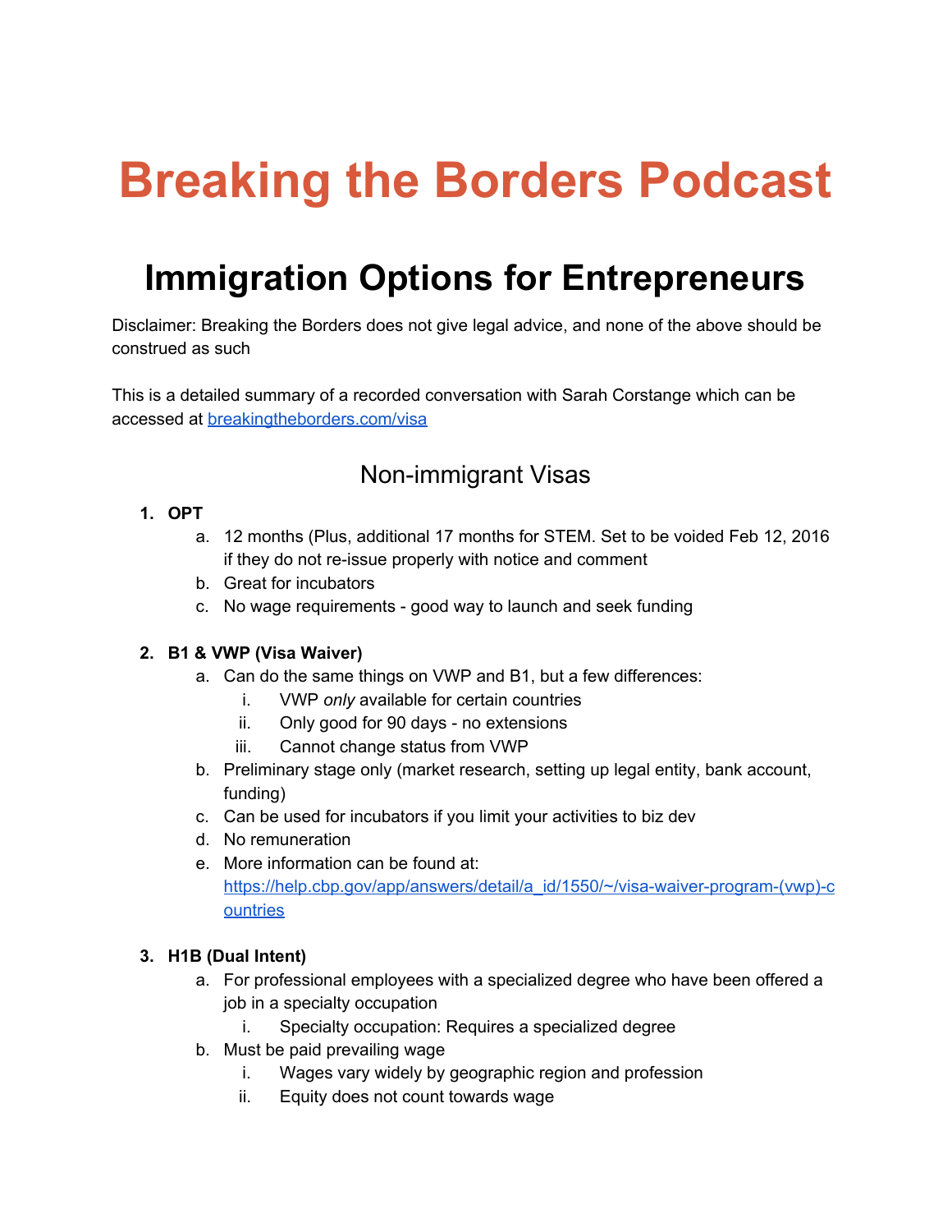# Breaking the Borders Podcast

# Immigration Options for Entrepreneurs

Disclaimer: Breaking the Borders does not give legal advice, and none of the above should be construed as such

This is a detailed summary of a recorded conversation with Sarah Corstange which can be accessed at [breakingtheborders.com/visa](breakingtheborders.com/visa)

## Non-immigrant Visas

1. **OPT**
   a. 12 months (Plus, additional 17 months for STEM. Set to be voided Feb 12, 2016 if they do not re-issue properly with notice and comment
   b. Great for incubators
   c. No wage requirements - good way to launch and seek funding

2. **B1 & VWP (Visa Waiver)**
   a. Can do the same things on VWP and B1, but a few differences:
      i. VWP *only* available for certain countries
      ii. Only good for 90 days - no extensions
      iii. Cannot change status from VWP
   b. Preliminary stage only (market research, setting up legal entity, bank account, funding)
   c. Can be used for incubators if you limit your activities to biz dev
   d. No remuneration
   e. More information can be found at: [https://help.cbp.gov/app/answers/detail/a_id/1550/~/visa-waiver-program-(vwp)-countries](https://help.cbp.gov/app/answers/detail/a_id/1550/~/visa-waiver-program-(vwp)-countries)

3. **H1B (Dual Intent)**
   a. For professional employees with a specialized degree who have been offered a job in a specialty occupation
      i. Specialty occupation: Requires a specialized degree
   b. Must be paid prevailing wage
      i. Wages vary widely by geographic region and profession
      ii. Equity does not count towards wage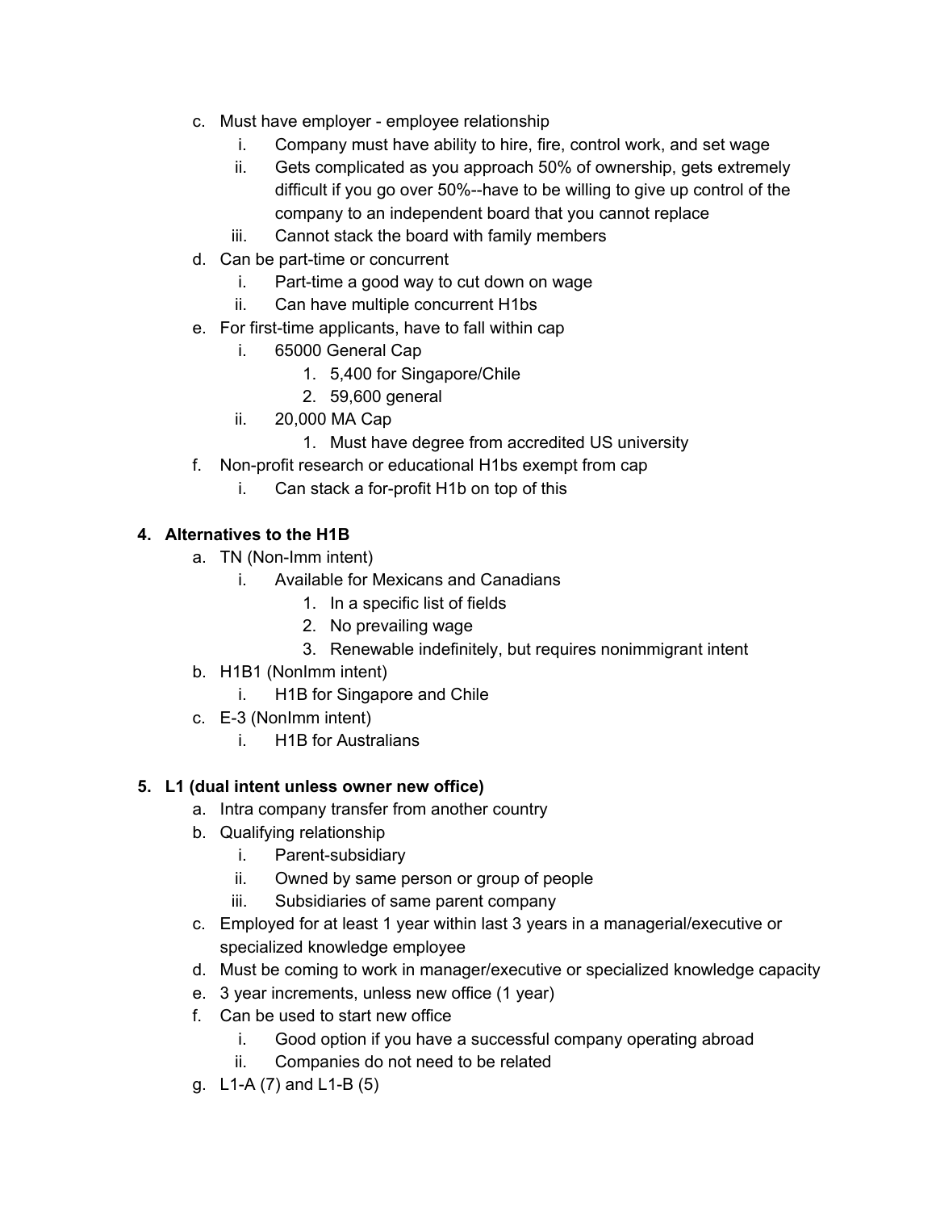c. Must have employer - employee relationship
    i. Company must have ability to hire, fire, control work, and set wage
    ii. Gets complicated as you approach 50% of ownership, gets extremely difficult if you go over 50%--have to be willing to give up control of the company to an independent board that you cannot replace
    iii. Cannot stack the board with family members
d. Can be part-time or concurrent
    i. Part-time a good way to cut down on wage
    ii. Can have multiple concurrent H1bs
e. For first-time applicants, have to fall within cap
    i. 65000 General Cap
        1. 5,400 for Singapore/Chile
        2. 59,600 general
    ii. 20,000 MA Cap
        1. Must have degree from accredited US university
f. Non-profit research or educational H1bs exempt from cap
    i. Can stack a for-profit H1b on top of this

**4. Alternatives to the H1B**

a. TN (Non-Imm intent)
    i. Available for Mexicans and Canadians
        1. In a specific list of fields
        2. No prevailing wage
        3. Renewable indefinitely, but requires nonimmigrant intent
b. H1B1 (NonImm intent)
    i. H1B for Singapore and Chile
c. E-3 (NonImm intent)
    i. H1B for Australians

**5. L1 (dual intent unless owner new office)**

a. Intra company transfer from another country
b. Qualifying relationship
    i. Parent-subsidiary
    ii. Owned by same person or group of people
    iii. Subsidiaries of same parent company
c. Employed for at least 1 year within last 3 years in a managerial/executive or specialized knowledge employee
d. Must be coming to work in manager/executive or specialized knowledge capacity
e. 3 year increments, unless new office (1 year)
f. Can be used to start new office
    i. Good option if you have a successful company operating abroad
    ii. Companies do not need to be related
g. L1-A (7) and L1-B (5)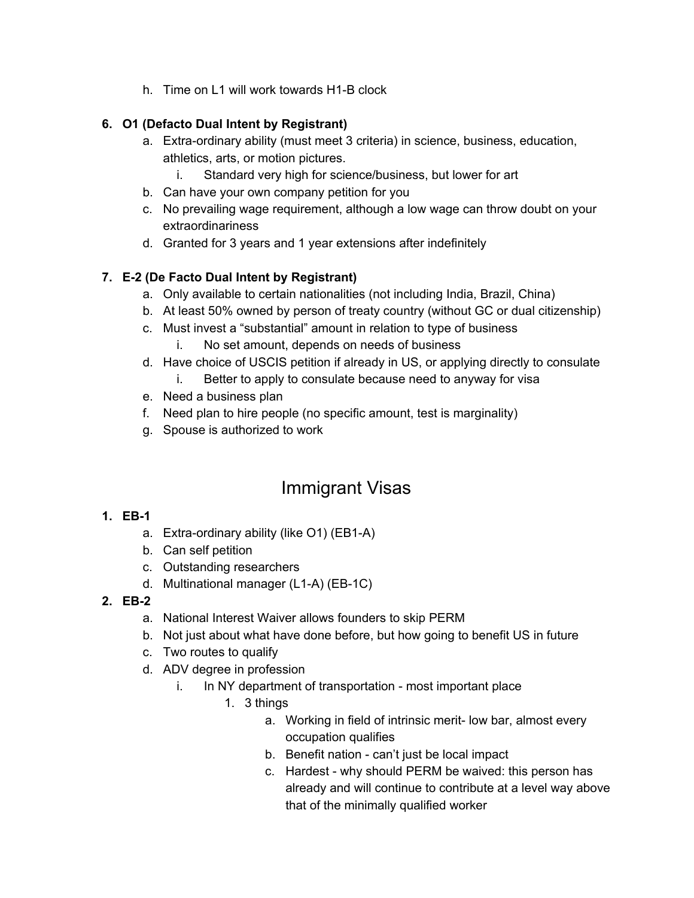h. Time on L1 will work towards H1-B clock

6. **O1 (Defacto Dual Intent by Registrant)**
    a. Extra-ordinary ability (must meet 3 criteria) in science, business, education, athletics, arts, or motion pictures.
        i. Standard very high for science/business, but lower for art
    b. Can have your own company petition for you
    c. No prevailing wage requirement, although a low wage can throw doubt on your extraordinariness
    d. Granted for 3 years and 1 year extensions after indefinitely

7. **E-2 (De Facto Dual Intent by Registrant)**
    a. Only available to certain nationalities (not including India, Brazil, China)
    b. At least 50% owned by person of treaty country (without GC or dual citizenship)
    c. Must invest a "substantial" amount in relation to type of business
        i. No set amount, depends on needs of business
    d. Have choice of USCIS petition if already in US, or applying directly to consulate
        i. Better to apply to consulate because need to anyway for visa
    e. Need a business plan
    f. Need plan to hire people (no specific amount, test is marginality)
    g. Spouse is authorized to work

# Immigrant Visas

1. **EB-1**
    a. Extra-ordinary ability (like O1) (EB1-A)
    b. Can self petition
    c. Outstanding researchers
    d. Multinational manager (L1-A) (EB-1C)
2. **EB-2**
    a. National Interest Waiver allows founders to skip PERM
    b. Not just about what have done before, but how going to benefit US in future
    c. Two routes to qualify
    d. ADV degree in profession
        i. In NY department of transportation - most important place
            1. 3 things
                a. Working in field of intrinsic merit- low bar, almost every occupation qualifies
                b. Benefit nation - can't just be local impact
                c. Hardest - why should PERM be waived: this person has already and will continue to contribute at a level way above that of the minimally qualified worker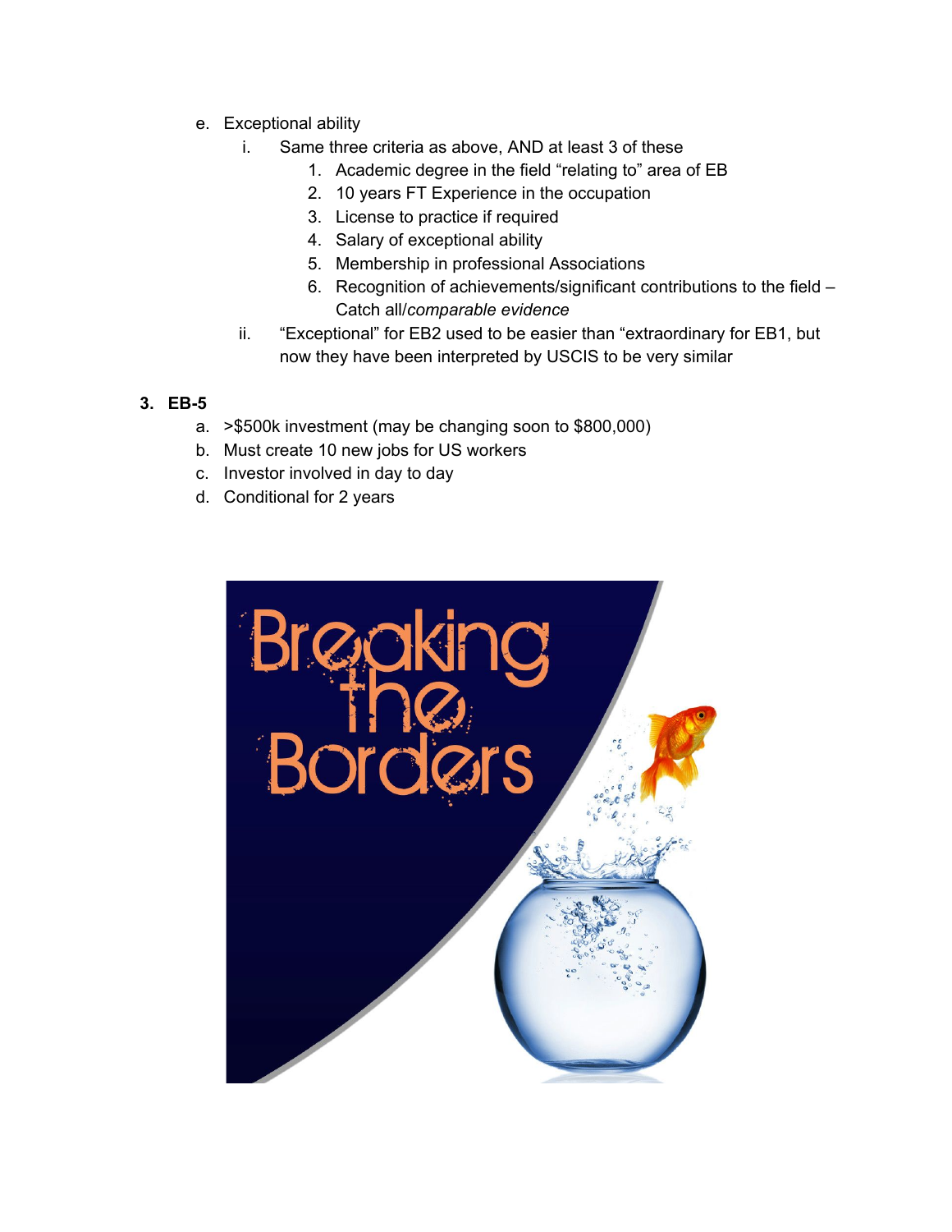e. Exceptional ability
   i. Same three criteria as above, AND at least 3 of these
      1. Academic degree in the field "relating to" area of EB
      2. 10 years FT Experience in the occupation
      3. License to practice if required
      4. Salary of exceptional ability
      5. Membership in professional Associations
      6. Recognition of achievements/significant contributions to the field – Catch all/*comparable evidence*
   ii. "Exceptional" for EB2 used to be easier than "extraordinary for EB1, but now they have been interpreted by USCIS to be very similar

**3. EB-5**

a. >$500k investment (may be changing soon to $800,000)
b. Must create 10 new jobs for US workers
c. Investor involved in day to day
d. Conditional for 2 years

Breaking the Borders